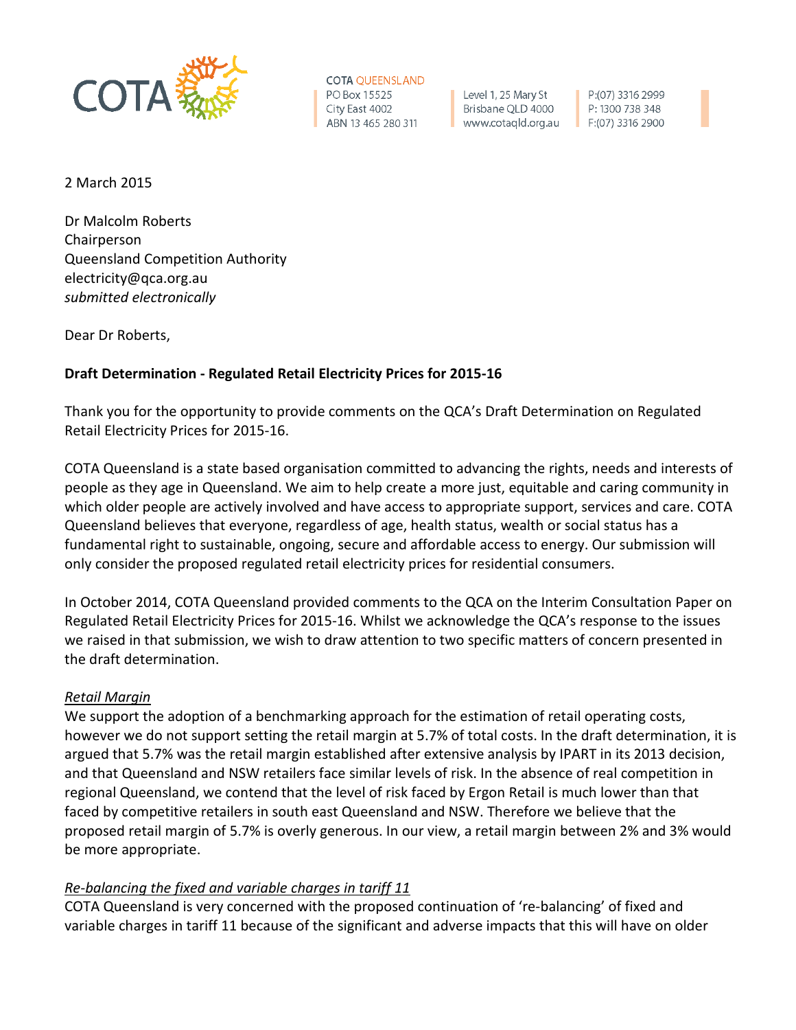COTA QUEENSLAND
PO Box 15525
City East 4002
ABN 13 465 280 311

Level 1, 25 Mary St
Brisbane QLD 4000
www.cotaqld.org.au

P:(07) 3316 2999
P: 1300 738 348
F:(07) 3316 2900

2 March 2015

Dr Malcolm Roberts
Chairperson
Queensland Competition Authority
electricity@qca.org.au
*submitted electronically*

Dear Dr Roberts,

**Draft Determination - Regulated Retail Electricity Prices for 2015-16**

Thank you for the opportunity to provide comments on the QCA's Draft Determination on Regulated Retail Electricity Prices for 2015-16.

COTA Queensland is a state based organisation committed to advancing the rights, needs and interests of people as they age in Queensland. We aim to help create a more just, equitable and caring community in which older people are actively involved and have access to appropriate support, services and care. COTA Queensland believes that everyone, regardless of age, health status, wealth or social status has a fundamental right to sustainable, ongoing, secure and affordable access to energy. Our submission will only consider the proposed regulated retail electricity prices for residential consumers.

In October 2014, COTA Queensland provided comments to the QCA on the Interim Consultation Paper on Regulated Retail Electricity Prices for 2015-16. Whilst we acknowledge the QCA's response to the issues we raised in that submission, we wish to draw attention to two specific matters of concern presented in the draft determination.

*Retail Margin*

We support the adoption of a benchmarking approach for the estimation of retail operating costs, however we do not support setting the retail margin at 5.7% of total costs. In the draft determination, it is argued that 5.7% was the retail margin established after extensive analysis by IPART in its 2013 decision, and that Queensland and NSW retailers face similar levels of risk. In the absence of real competition in regional Queensland, we contend that the level of risk faced by Ergon Retail is much lower than that faced by competitive retailers in south east Queensland and NSW. Therefore we believe that the proposed retail margin of 5.7% is overly generous. In our view, a retail margin between 2% and 3% would be more appropriate.

*Re-balancing the fixed and variable charges in tariff 11*

COTA Queensland is very concerned with the proposed continuation of 're-balancing' of fixed and variable charges in tariff 11 because of the significant and adverse impacts that this will have on older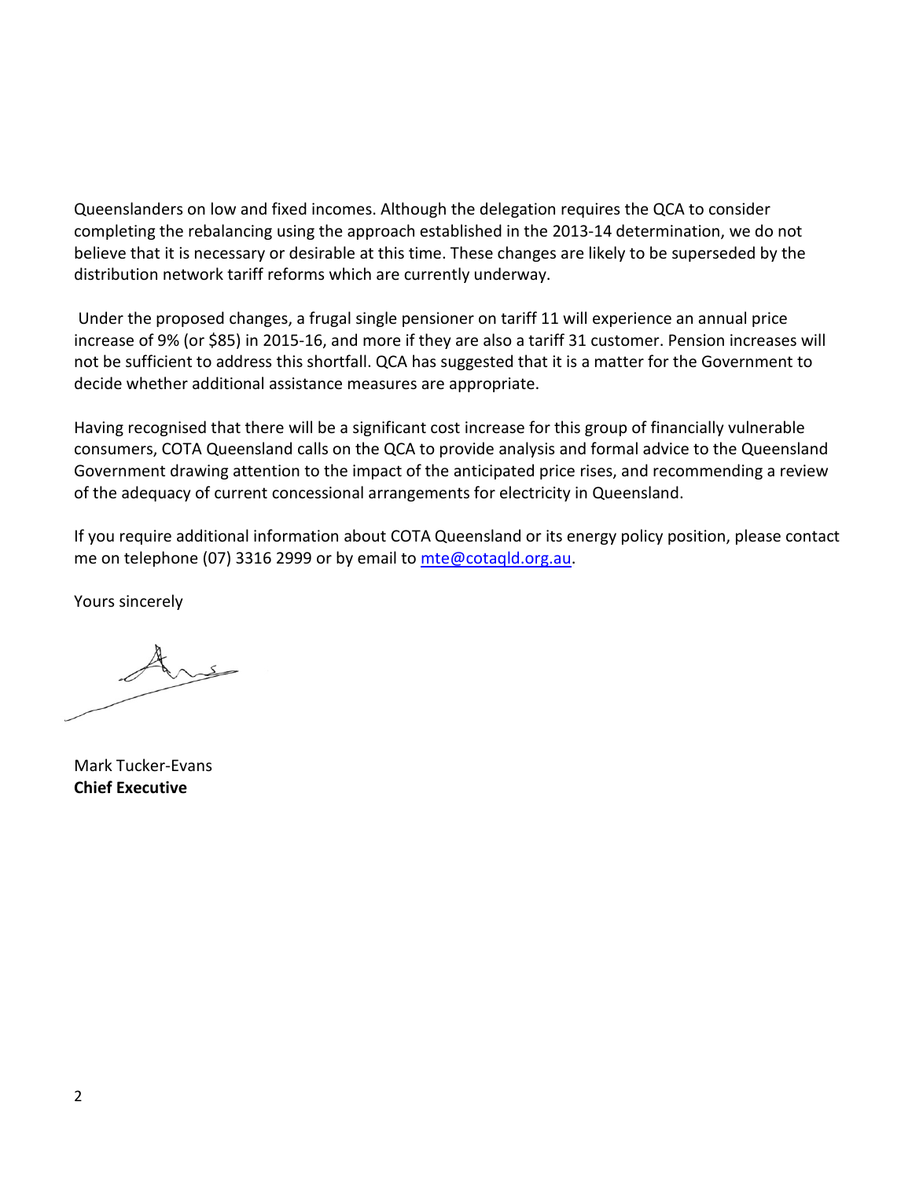Queenslanders on low and fixed incomes. Although the delegation requires the QCA to consider completing the rebalancing using the approach established in the 2013-14 determination, we do not believe that it is necessary or desirable at this time. These changes are likely to be superseded by the distribution network tariff reforms which are currently underway.

Under the proposed changes, a frugal single pensioner on tariff 11 will experience an annual price increase of 9% (or $85) in 2015-16, and more if they are also a tariff 31 customer. Pension increases will not be sufficient to address this shortfall. QCA has suggested that it is a matter for the Government to decide whether additional assistance measures are appropriate.

Having recognised that there will be a significant cost increase for this group of financially vulnerable consumers, COTA Queensland calls on the QCA to provide analysis and formal advice to the Queensland Government drawing attention to the impact of the anticipated price rises, and recommending a review of the adequacy of current concessional arrangements for electricity in Queensland.

If you require additional information about COTA Queensland or its energy policy position, please contact me on telephone (07) 3316 2999 or by email to mte@cotaqld.org.au.

Yours sincerely

Mark Tucker-Evans
**Chief Executive**